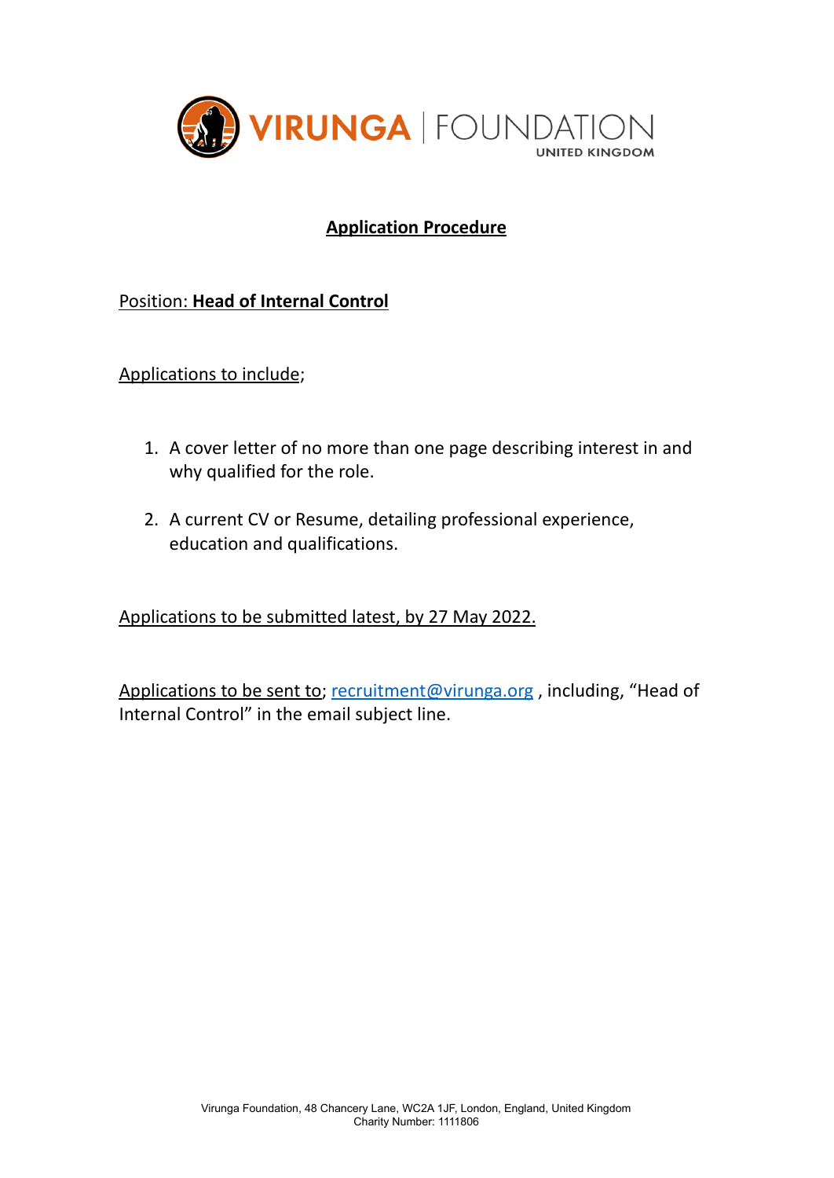VIRUNGA | FOUNDATION
UNITED KINGDOM

# Application Procedure

Position: **Head of Internal Control**

Applications to include;

1. A cover letter of no more than one page describing interest in and why qualified for the role.

2. A current CV or Resume, detailing professional experience, education and qualifications.

Applications to be submitted latest, by 27 May 2022.

Applications to be sent to; [recruitment@virunga.org](mailto:recruitment@virunga.org) , including, "Head of Internal Control" in the email subject line.

Virunga Foundation, 48 Chancery Lane, WC2A 1JF, London, England, United Kingdom
Charity Number: 1111806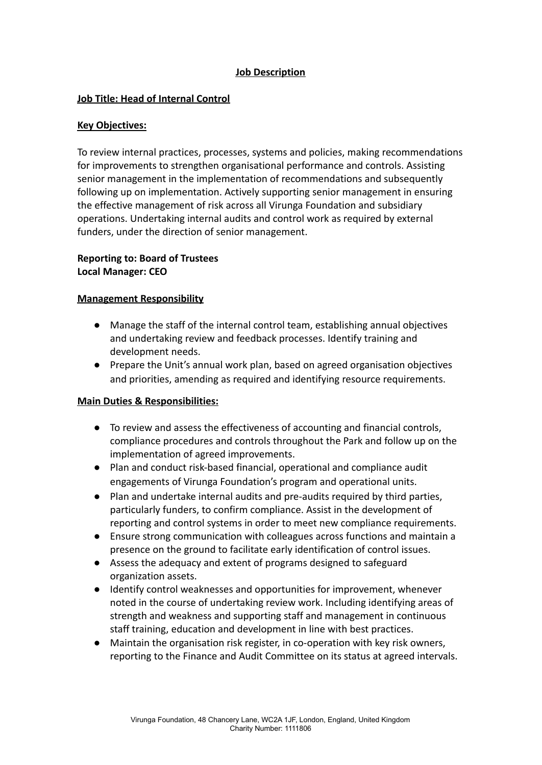# Job Description

## Job Title: Head of Internal Control

### Key Objectives:

To review internal practices, processes, systems and policies, making recommendations for improvements to strengthen organisational performance and controls. Assisting senior management in the implementation of recommendations and subsequently following up on implementation. Actively supporting senior management in ensuring the effective management of risk across all Virunga Foundation and subsidiary operations. Undertaking internal audits and control work as required by external funders, under the direction of senior management.

**Reporting to: Board of Trustees**
**Local Manager: CEO**

### Management Responsibility

- Manage the staff of the internal control team, establishing annual objectives and undertaking review and feedback processes. Identify training and development needs.
- Prepare the Unit's annual work plan, based on agreed organisation objectives and priorities, amending as required and identifying resource requirements.

### Main Duties & Responsibilities:

- To review and assess the effectiveness of accounting and financial controls, compliance procedures and controls throughout the Park and follow up on the implementation of agreed improvements.
- Plan and conduct risk-based financial, operational and compliance audit engagements of Virunga Foundation's program and operational units.
- Plan and undertake internal audits and pre-audits required by third parties, particularly funders, to confirm compliance. Assist in the development of reporting and control systems in order to meet new compliance requirements.
- Ensure strong communication with colleagues across functions and maintain a presence on the ground to facilitate early identification of control issues.
- Assess the adequacy and extent of programs designed to safeguard organization assets.
- Identify control weaknesses and opportunities for improvement, whenever noted in the course of undertaking review work. Including identifying areas of strength and weakness and supporting staff and management in continuous staff training, education and development in line with best practices.
- Maintain the organisation risk register, in co-operation with key risk owners, reporting to the Finance and Audit Committee on its status at agreed intervals.

Virunga Foundation, 48 Chancery Lane, WC2A 1JF, London, England, United Kingdom
Charity Number: 1111806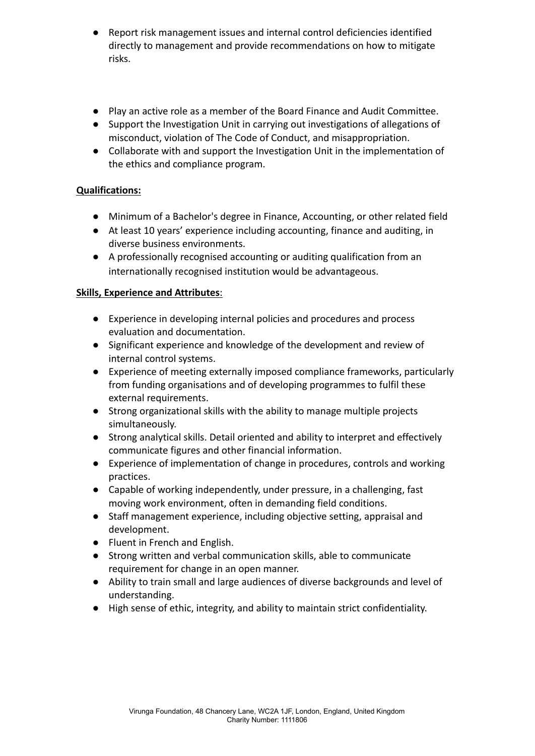- Report risk management issues and internal control deficiencies identified directly to management and provide recommendations on how to mitigate risks.

- Play an active role as a member of the Board Finance and Audit Committee.
- Support the Investigation Unit in carrying out investigations of allegations of misconduct, violation of The Code of Conduct, and misappropriation.
- Collaborate with and support the Investigation Unit in the implementation of the ethics and compliance program.

**Qualifications:**

- Minimum of a Bachelor's degree in Finance, Accounting, or other related field
- At least 10 years' experience including accounting, finance and auditing, in diverse business environments.
- A professionally recognised accounting or auditing qualification from an internationally recognised institution would be advantageous.

**Skills, Experience and Attributes**:

- Experience in developing internal policies and procedures and process evaluation and documentation.
- Significant experience and knowledge of the development and review of internal control systems.
- Experience of meeting externally imposed compliance frameworks, particularly from funding organisations and of developing programmes to fulfil these external requirements.
- Strong organizational skills with the ability to manage multiple projects simultaneously.
- Strong analytical skills. Detail oriented and ability to interpret and effectively communicate figures and other financial information.
- Experience of implementation of change in procedures, controls and working practices.
- Capable of working independently, under pressure, in a challenging, fast moving work environment, often in demanding field conditions.
- Staff management experience, including objective setting, appraisal and development.
- Fluent in French and English.
- Strong written and verbal communication skills, able to communicate requirement for change in an open manner.
- Ability to train small and large audiences of diverse backgrounds and level of understanding.
- High sense of ethic, integrity, and ability to maintain strict confidentiality.